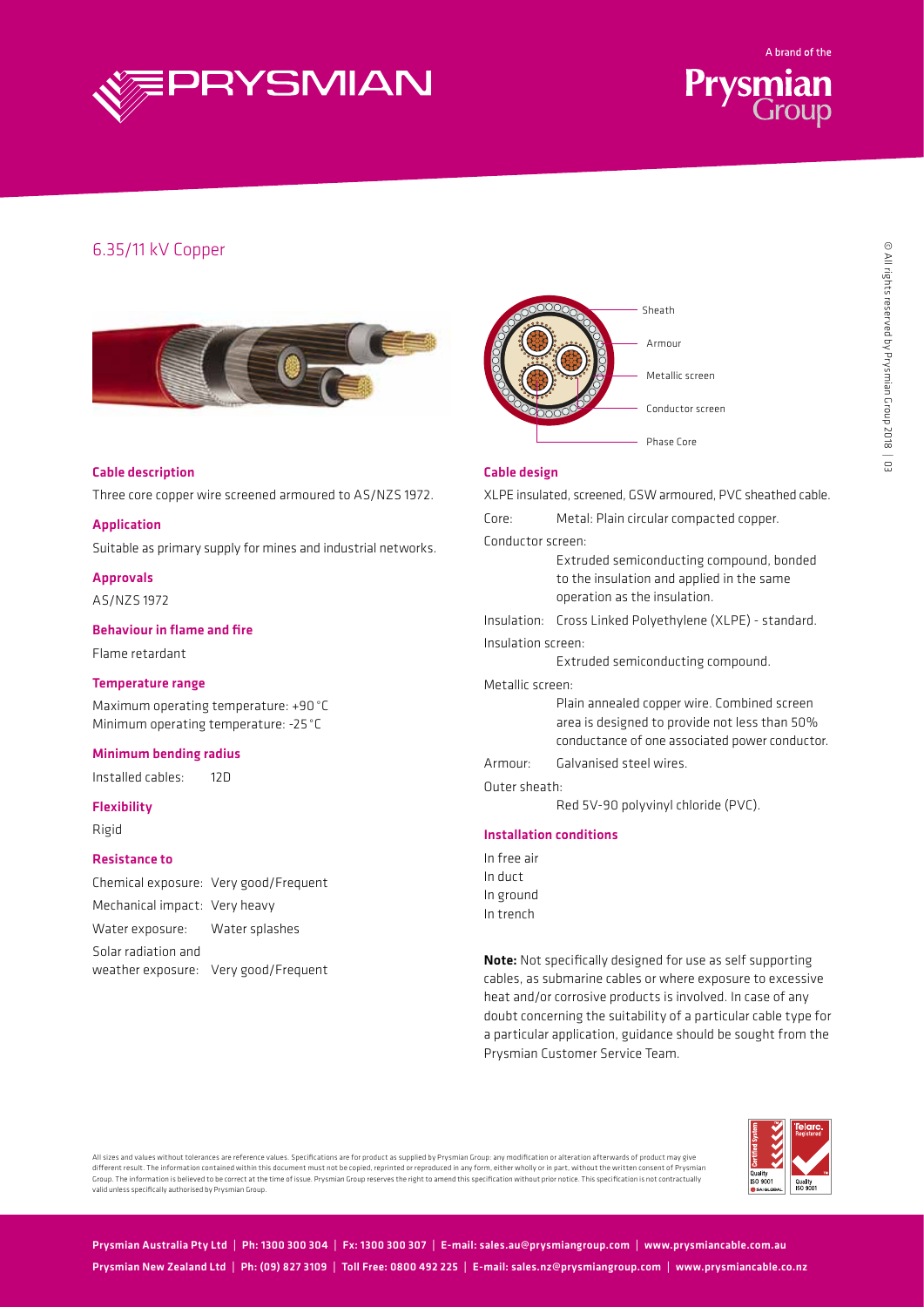A brand of the Prysmian Group

# 6.35/11 kV Copper

Sheath
Armour
Metallic screen
Conductor screen
Phase Core

## Cable description

Three core copper wire screened armoured to AS/NZS 1972.

## Application

Suitable as primary supply for mines and industrial networks.

## Approvals

AS/NZS 1972

## Behaviour in flame and fire

Flame retardant

## Temperature range

Maximum operating temperature: +90 °C
Minimum operating temperature: -25 °C

## Minimum bending radius

Installed cables: 12D

## Flexibility

Rigid

## Resistance to

| | |
|---|---|
| Chemical exposure: | Very good/Frequent |
| Mechanical impact: | Very heavy |
| Water exposure: | Water splashes |
| Solar radiation and weather exposure: | Very good/Frequent |

## Cable design

XLPE insulated, screened, GSW armoured, PVC sheathed cable.

Core: Metal: Plain circular compacted copper.

Conductor screen: Extruded semiconducting compound, bonded to the insulation and applied in the same operation as the insulation.

Insulation: Cross Linked Polyethylene (XLPE) - standard.

Insulation screen: Extruded semiconducting compound.

Metallic screen: Plain annealed copper wire. Combined screen area is designed to provide not less than 50% conductance of one associated power conductor.

Armour: Galvanised steel wires.

Outer sheath: Red 5V-90 polyvinyl chloride (PVC).

## Installation conditions

In free air
In duct
In ground
In trench

**Note:** Not specifically designed for use as self supporting cables, as submarine cables or where exposure to excessive heat and/or corrosive products is involved. In case of any doubt concerning the suitability of a particular cable type for a particular application, guidance should be sought from the Prysmian Customer Service Team.

All sizes and values without tolerances are reference values. Specifications are for product as supplied by Prysmian Group: any modification or alteration afterwards of product may give different result. The information contained within this document must not be copied, reprinted or reproduced in any form, either wholly or in part, without the written consent of Prysmian Group. The information is believed to be correct at the time of issue. Prysmian Group reserves the right to amend this specification without prior notice. This specification is not contractually valid unless specifically authorised by Prysmian Group.

Prysmian Australia Pty Ltd | Ph: 1300 300 304 | Fx: 1300 300 307 | E-mail: sales.au@prysmiangroup.com | www.prysmiancable.com.au

Prysmian New Zealand Ltd | Ph: (09) 827 3109 | Toll Free: 0800 492 225 | E-mail: sales.nz@prysmiangroup.com | www.prysmiancable.co.nz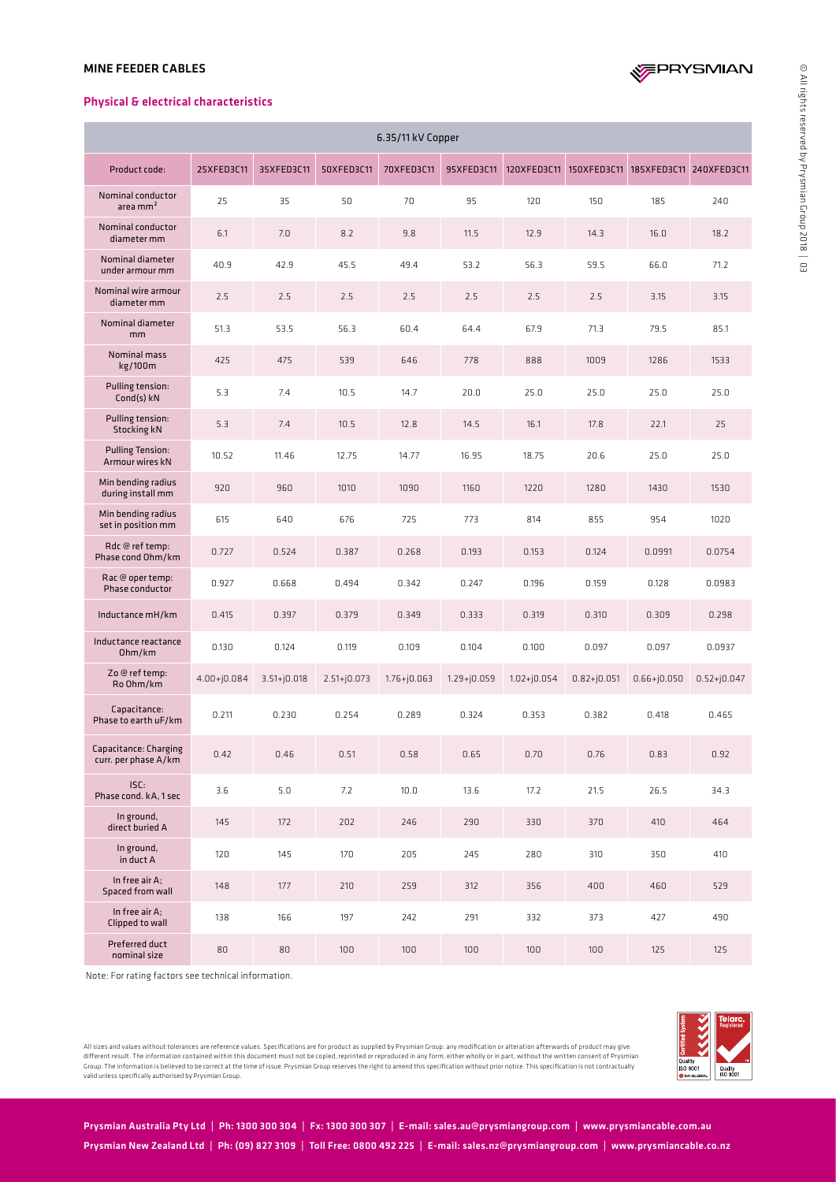## MINE FEEDER CABLES

### Physical & electrical characteristics

| 6.35/11 kV Copper | | | | | | | | | |
|---|---|---|---|---|---|---|---|---|---|
| Product code: | 25XFED3C11 | 35XFED3C11 | 50XFED3C11 | 70XFED3C11 | 95XFED3C11 | 120XFED3C11 | 150XFED3C11 | 185XFED3C11 | 240XFED3C11 |
| Nominal conductor area mm² | 25 | 35 | 50 | 70 | 95 | 120 | 150 | 185 | 240 |
| Nominal conductor diameter mm | 6.1 | 7.0 | 8.2 | 9.8 | 11.5 | 12.9 | 14.3 | 16.0 | 18.2 |
| Nominal diameter under armour mm | 40.9 | 42.9 | 45.5 | 49.4 | 53.2 | 56.3 | 59.5 | 66.0 | 71.2 |
| Nominal wire armour diameter mm | 2.5 | 2.5 | 2.5 | 2.5 | 2.5 | 2.5 | 2.5 | 3.15 | 3.15 |
| Nominal diameter mm | 51.3 | 53.5 | 56.3 | 60.4 | 64.4 | 67.9 | 71.3 | 79.5 | 85.1 |
| Nominal mass kg/100m | 425 | 475 | 539 | 646 | 778 | 888 | 1009 | 1286 | 1533 |
| Pulling tension: Cond(s) kN | 5.3 | 7.4 | 10.5 | 14.7 | 20.0 | 25.0 | 25.0 | 25.0 | 25.0 |
| Pulling tension: Stocking kN | 5.3 | 7.4 | 10.5 | 12.8 | 14.5 | 16.1 | 17.8 | 22.1 | 25 |
| Pulling Tension: Armour wires kN | 10.52 | 11.46 | 12.75 | 14.77 | 16.95 | 18.75 | 20.6 | 25.0 | 25.0 |
| Min bending radius during install mm | 920 | 960 | 1010 | 1090 | 1160 | 1220 | 1280 | 1430 | 1530 |
| Min bending radius set in position mm | 615 | 640 | 676 | 725 | 773 | 814 | 855 | 954 | 1020 |
| Rdc @ ref temp: Phase cond Ohm/km | 0.727 | 0.524 | 0.387 | 0.268 | 0.193 | 0.153 | 0.124 | 0.0991 | 0.0754 |
| Rac @ oper temp: Phase conductor | 0.927 | 0.668 | 0.494 | 0.342 | 0.247 | 0.196 | 0.159 | 0.128 | 0.0983 |
| Inductance mH/km | 0.415 | 0.397 | 0.379 | 0.349 | 0.333 | 0.319 | 0.310 | 0.309 | 0.298 |
| Inductance reactance Ohm/km | 0.130 | 0.124 | 0.119 | 0.109 | 0.104 | 0.100 | 0.097 | 0.097 | 0.0937 |
| Zo @ ref temp: Ro Ohm/km | 4.00+j0.084 | 3.51+j0.018 | 2.51+j0.073 | 1.76+j0.063 | 1.29+j0.059 | 1.02+j0.054 | 0.82+j0.051 | 0.66+j0.050 | 0.52+j0.047 |
| Capacitance: Phase to earth uF/km | 0.211 | 0.230 | 0.254 | 0.289 | 0.324 | 0.353 | 0.382 | 0.418 | 0.465 |
| Capacitance: Charging curr. per phase A/km | 0.42 | 0.46 | 0.51 | 0.58 | 0.65 | 0.70 | 0.76 | 0.83 | 0.92 |
| ISC: Phase cond. kA, 1 sec | 3.6 | 5.0 | 7.2 | 10.0 | 13.6 | 17.2 | 21.5 | 26.5 | 34.3 |
| In ground, direct buried A | 145 | 172 | 202 | 246 | 290 | 330 | 370 | 410 | 464 |
| In ground, in duct A | 120 | 145 | 170 | 205 | 245 | 280 | 310 | 350 | 410 |
| In free air A; Spaced from wall | 148 | 177 | 210 | 259 | 312 | 356 | 400 | 460 | 529 |
| In free air A; Clipped to wall | 138 | 166 | 197 | 242 | 291 | 332 | 373 | 427 | 490 |
| Preferred duct nominal size | 80 | 80 | 100 | 100 | 100 | 100 | 100 | 125 | 125 |

Note: For rating factors see technical information.

All sizes and values without tolerances are reference values. Specifications are for product as supplied by Prysmian Group: any modification or alteration afterwards of product may give different result. The information contained within this document must not be copied, reprinted or reproduced in any form, either wholly or in part, without the written consent of Prysmian Group. The information is believed to be correct at the time of issue. Prysmian Group reserves the right to amend this specification without prior notice. This specification is not contractually valid unless specifically authorised by Prysmian Group.

Prysmian Australia Pty Ltd | Ph: 1300 300 304 | Fx: 1300 300 307 | E-mail: sales.au@prysmiangroup.com | www.prysmiancable.com.au

Prysmian New Zealand Ltd | Ph: (09) 827 3109 | Toll Free: 0800 492 225 | E-mail: sales.nz@prysmiangroup.com | www.prysmiancable.co.nz